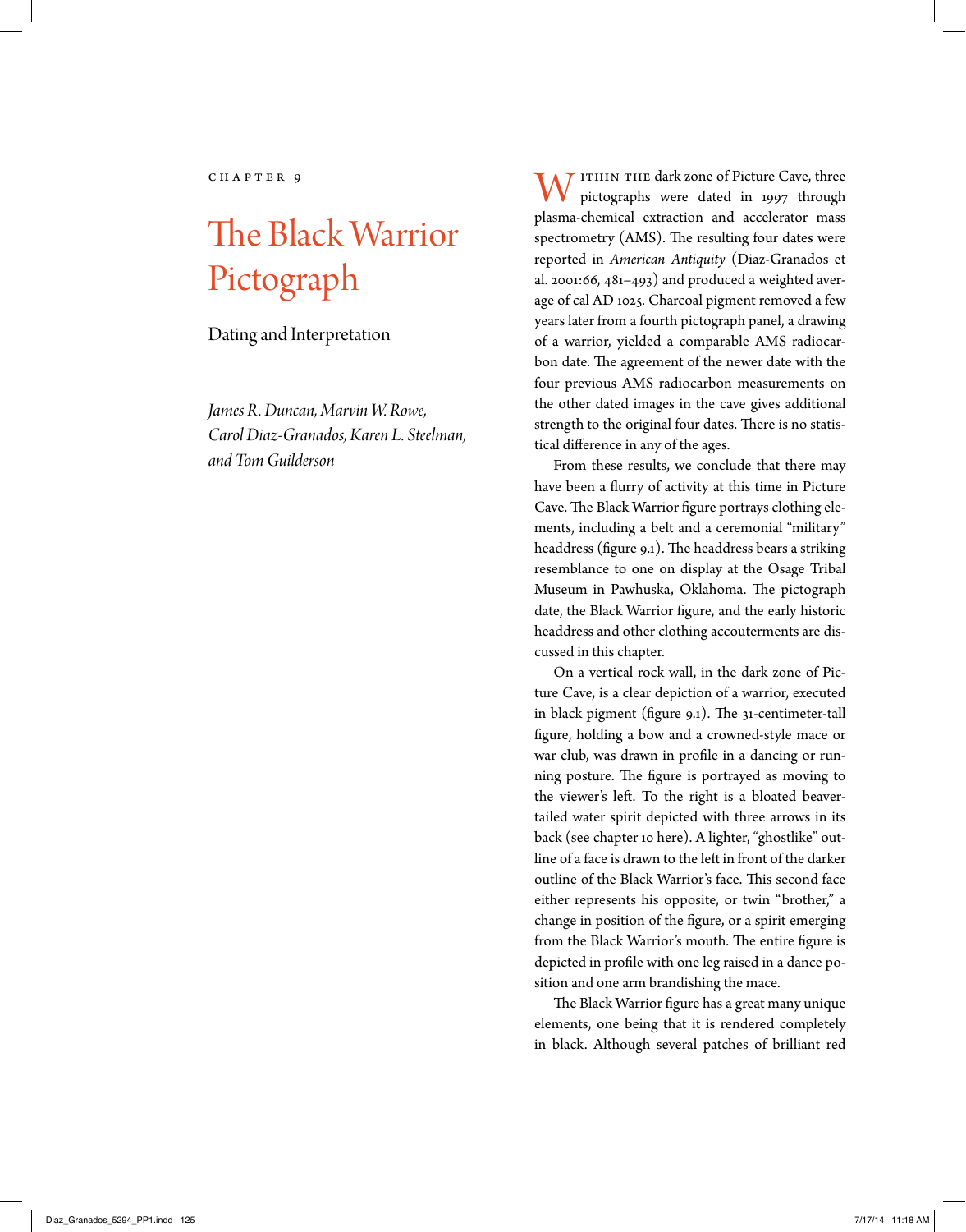CHAPTER 9

# The Black Warrior Pictograph

## Dating and Interpretation

*James R. Duncan, Marvin W. Rowe, Carol Diaz-Granados, Karen L. Steelman, and Tom Guilderson*

Within the dark zone of Picture Cave, three pictographs were dated in 1997 through plasma-chemical extraction and accelerator mass spectrometry (AMS). The resulting four dates were reported in *American Antiquity* (Diaz-Granados et al. 2001:66, 481–493) and produced a weighted average of cal AD 1025. Charcoal pigment removed a few years later from a fourth pictograph panel, a drawing of a warrior, yielded a comparable AMS radiocarbon date. The agreement of the newer date with the four previous AMS radiocarbon measurements on the other dated images in the cave gives additional strength to the original four dates. There is no statistical difference in any of the ages.

From these results, we conclude that there may have been a flurry of activity at this time in Picture Cave. The Black Warrior figure portrays clothing elements, including a belt and a ceremonial "military" headdress (figure 9.1). The headdress bears a striking resemblance to one on display at the Osage Tribal Museum in Pawhuska, Oklahoma. The pictograph date, the Black Warrior figure, and the early historic headdress and other clothing accouterments are discussed in this chapter.

On a vertical rock wall, in the dark zone of Picture Cave, is a clear depiction of a warrior, executed in black pigment (figure 9.1). The 31-centimeter-tall figure, holding a bow and a crowned-style mace or war club, was drawn in profile in a dancing or running posture. The figure is portrayed as moving to the viewer's left. To the right is a bloated beaver-tailed water spirit depicted with three arrows in its back (see chapter 10 here). A lighter, "ghostlike" outline of a face is drawn to the left in front of the darker outline of the Black Warrior's face. This second face either represents his opposite, or twin "brother," a change in position of the figure, or a spirit emerging from the Black Warrior's mouth. The entire figure is depicted in profile with one leg raised in a dance position and one arm brandishing the mace.

The Black Warrior figure has a great many unique elements, one being that it is rendered completely in black. Although several patches of brilliant red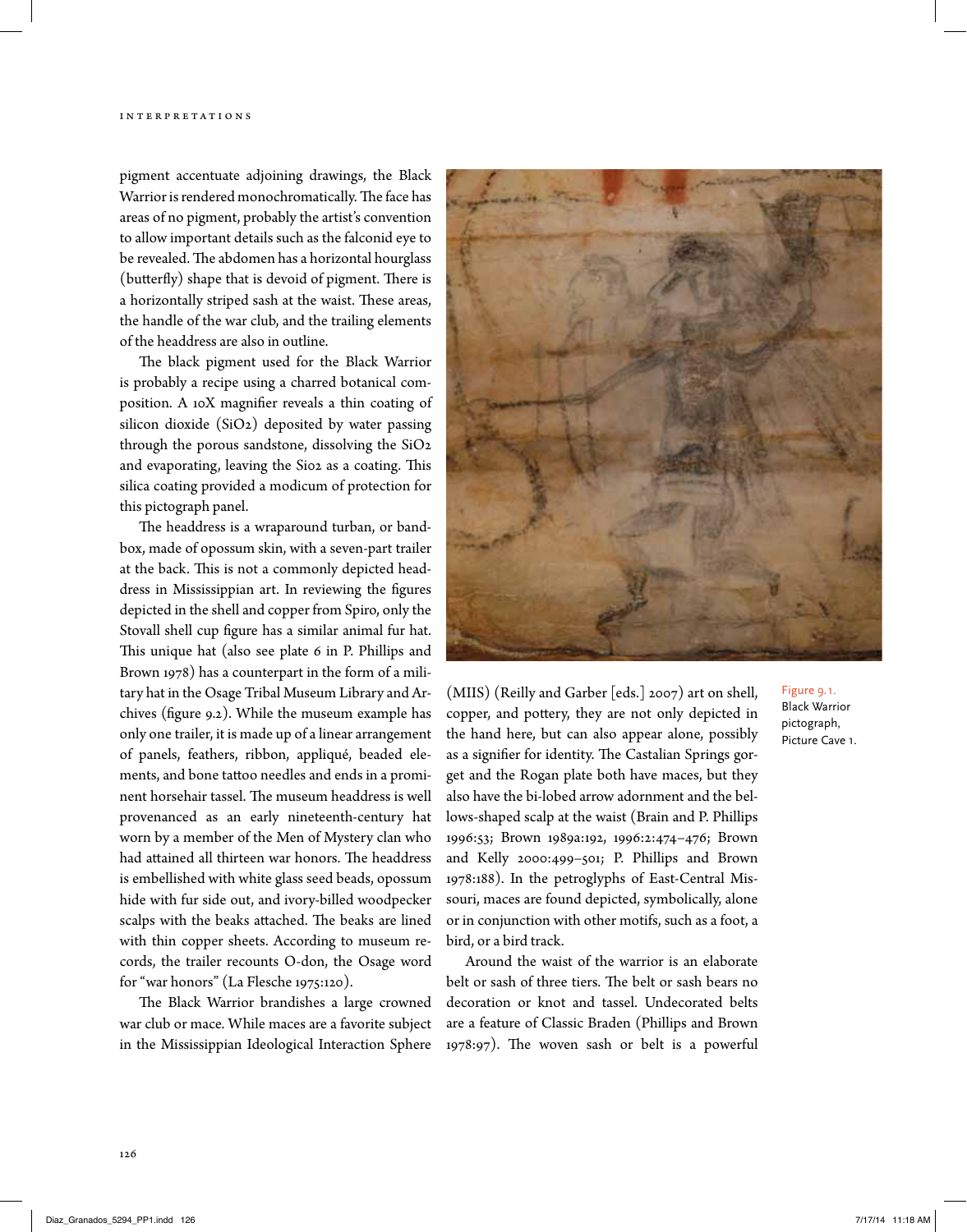pigment accentuate adjoining drawings, the Black Warrior is rendered monochromatically. The face has areas of no pigment, probably the artist's convention to allow important details such as the falconid eye to be revealed. The abdomen has a horizontal hourglass (butterfly) shape that is devoid of pigment. There is a horizontally striped sash at the waist. These areas, the handle of the war club, and the trailing elements of the headdress are also in outline.

The black pigment used for the Black Warrior is probably a recipe using a charred botanical composition. A 10X magnifier reveals a thin coating of silicon dioxide ($SiO_2$) deposited by water passing through the porous sandstone, dissolving the $SiO_2$ and evaporating, leaving the $SiO_2$ as a coating. This silica coating provided a modicum of protection for this pictograph panel.

The headdress is a wraparound turban, or bandbox, made of opossum skin, with a seven-part trailer at the back. This is not a commonly depicted headdress in Mississippian art. In reviewing the figures depicted in the shell and copper from Spiro, only the Stovall shell cup figure has a similar animal fur hat. This unique hat (also see plate 6 in P. Phillips and Brown 1978) has a counterpart in the form of a military hat in the Osage Tribal Museum Library and Archives (figure 9.2). While the museum example has only one trailer, it is made up of a linear arrangement of panels, feathers, ribbon, appliqué, beaded elements, and bone tattoo needles and ends in a prominent horsehair tassel. The museum headdress is well provenanced as an early nineteenth-century hat worn by a member of the Men of Mystery clan who had attained all thirteen war honors. The headdress is embellished with white glass seed beads, opossum hide with fur side out, and ivory-billed woodpecker scalps with the beaks attached. The beaks are lined with thin copper sheets. According to museum records, the trailer recounts O-don, the Osage word for "war honors" (La Flesche 1975:120).

The Black Warrior brandishes a large crowned war club or mace. While maces are a favorite subject in the Mississippian Ideological Interaction Sphere (MIIS) (Reilly and Garber [eds.] 2007) art on shell, copper, and pottery, they are not only depicted in the hand here, but can also appear alone, possibly as a signifier for identity. The Castalian Springs gorget and the Rogan plate both have maces, but they also have the bi-lobed arrow adornment and the bellows-shaped scalp at the waist (Brain and P. Phillips 1996:53; Brown 1989a:192, 1996:2:474–476; Brown and Kelly 2000:499–501; P. Phillips and Brown 1978:188). In the petroglyphs of East-Central Missouri, maces are found depicted, symbolically, alone or in conjunction with other motifs, such as a foot, a bird, or a bird track.

Around the waist of the warrior is an elaborate belt or sash of three tiers. The belt or sash bears no decoration or knot and tassel. Undecorated belts are a feature of Classic Braden (Phillips and Brown 1978:97). The woven sash or belt is a powerful

Figure 9.1. Black Warrior pictograph, Picture Cave 1.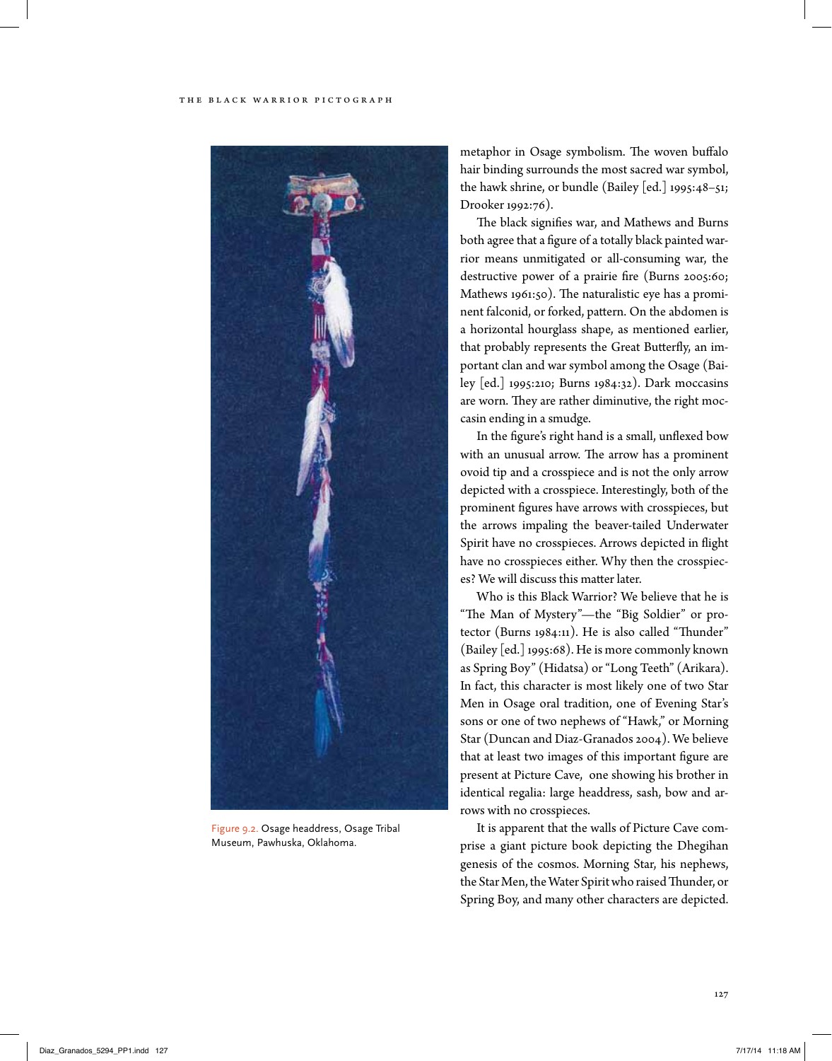metaphor in Osage symbolism. The woven buffalo hair binding surrounds the most sacred war symbol, the hawk shrine, or bundle (Bailey [ed.] 1995:48–51; Drooker 1992:76).

The black signifies war, and Mathews and Burns both agree that a figure of a totally black painted warrior means unmitigated or all-consuming war, the destructive power of a prairie fire (Burns 2005:60; Mathews 1961:50). The naturalistic eye has a prominent falconid, or forked, pattern. On the abdomen is a horizontal hourglass shape, as mentioned earlier, that probably represents the Great Butterfly, an important clan and war symbol among the Osage (Bailey [ed.] 1995:210; Burns 1984:32). Dark moccasins are worn. They are rather diminutive, the right moccasin ending in a smudge.

In the figure's right hand is a small, unflexed bow with an unusual arrow. The arrow has a prominent ovoid tip and a crosspiece and is not the only arrow depicted with a crosspiece. Interestingly, both of the prominent figures have arrows with crosspieces, but the arrows impaling the beaver-tailed Underwater Spirit have no crosspieces. Arrows depicted in flight have no crosspieces either. Why then the crosspieces? We will discuss this matter later.

Who is this Black Warrior? We believe that he is "The Man of Mystery"—the "Big Soldier" or protector (Burns 1984:11). He is also called "Thunder" (Bailey [ed.] 1995:68). He is more commonly known as Spring Boy" (Hidatsa) or "Long Teeth" (Arikara). In fact, this character is most likely one of two Star Men in Osage oral tradition, one of Evening Star's sons or one of two nephews of "Hawk," or Morning Star (Duncan and Diaz-Granados 2004). We believe that at least two images of this important figure are present at Picture Cave, one showing his brother in identical regalia: large headdress, sash, bow and arrows with no crosspieces.

It is apparent that the walls of Picture Cave comprise a giant picture book depicting the Dhegihan genesis of the cosmos. Morning Star, his nephews, the Star Men, the Water Spirit who raised Thunder, or Spring Boy, and many other characters are depicted.

Figure 9.2. Osage headdress, Osage Tribal Museum, Pawhuska, Oklahoma.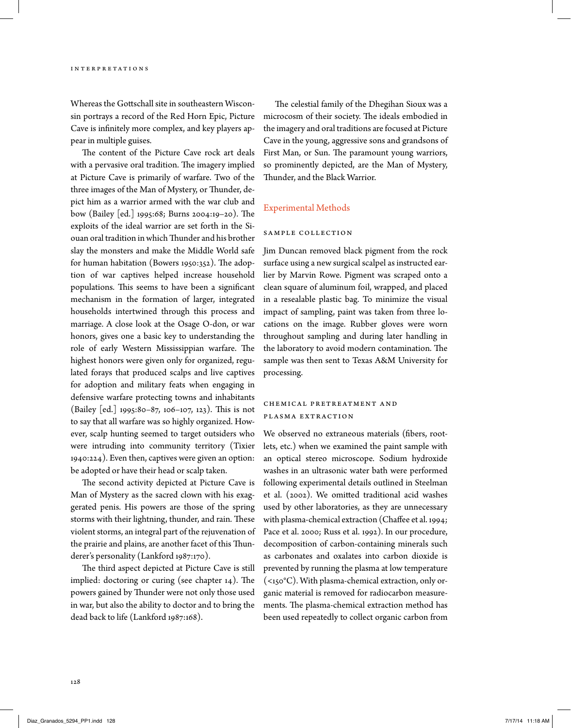Whereas the Gottschall site in southeastern Wisconsin portrays a record of the Red Horn Epic, Picture Cave is infinitely more complex, and key players appear in multiple guises.

The content of the Picture Cave rock art deals with a pervasive oral tradition. The imagery implied at Picture Cave is primarily of warfare. Two of the three images of the Man of Mystery, or Thunder, depict him as a warrior armed with the war club and bow (Bailey [ed.] 1995:68; Burns 2004:19–20). The exploits of the ideal warrior are set forth in the Siouan oral tradition in which Thunder and his brother slay the monsters and make the Middle World safe for human habitation (Bowers 1950:352). The adoption of war captives helped increase household populations. This seems to have been a significant mechanism in the formation of larger, integrated households intertwined through this process and marriage. A close look at the Osage O-don, or war honors, gives one a basic key to understanding the role of early Western Mississippian warfare. The highest honors were given only for organized, regulated forays that produced scalps and live captives for adoption and military feats when engaging in defensive warfare protecting towns and inhabitants (Bailey [ed.] 1995:80–87, 106–107, 123). This is not to say that all warfare was so highly organized. However, scalp hunting seemed to target outsiders who were intruding into community territory (Tixier 1940:224). Even then, captives were given an option: be adopted or have their head or scalp taken.

The second activity depicted at Picture Cave is Man of Mystery as the sacred clown with his exaggerated penis. His powers are those of the spring storms with their lightning, thunder, and rain. These violent storms, an integral part of the rejuvenation of the prairie and plains, are another facet of this Thunderer's personality (Lankford 1987:170).

The third aspect depicted at Picture Cave is still implied: doctoring or curing (see chapter 14). The powers gained by Thunder were not only those used in war, but also the ability to doctor and to bring the dead back to life (Lankford 1987:168).

The celestial family of the Dhegihan Sioux was a microcosm of their society. The ideals embodied in the imagery and oral traditions are focused at Picture Cave in the young, aggressive sons and grandsons of First Man, or Sun. The paramount young warriors, so prominently depicted, are the Man of Mystery, Thunder, and the Black Warrior.

## Experimental Methods

### Sample Collection

Jim Duncan removed black pigment from the rock surface using a new surgical scalpel as instructed earlier by Marvin Rowe. Pigment was scraped onto a clean square of aluminum foil, wrapped, and placed in a resealable plastic bag. To minimize the visual impact of sampling, paint was taken from three locations on the image. Rubber gloves were worn throughout sampling and during later handling in the laboratory to avoid modern contamination. The sample was then sent to Texas A&M University for processing.

### Chemical Pretreatment and Plasma Extraction

We observed no extraneous materials (fibers, rootlets, etc.) when we examined the paint sample with an optical stereo microscope. Sodium hydroxide washes in an ultrasonic water bath were performed following experimental details outlined in Steelman et al. (2002). We omitted traditional acid washes used by other laboratories, as they are unnecessary with plasma-chemical extraction (Chaffee et al. 1994; Pace et al. 2000; Russ et al. 1992). In our procedure, decomposition of carbon-containing minerals such as carbonates and oxalates into carbon dioxide is prevented by running the plasma at low temperature (<150°C). With plasma-chemical extraction, only organic material is removed for radiocarbon measurements. The plasma-chemical extraction method has been used repeatedly to collect organic carbon from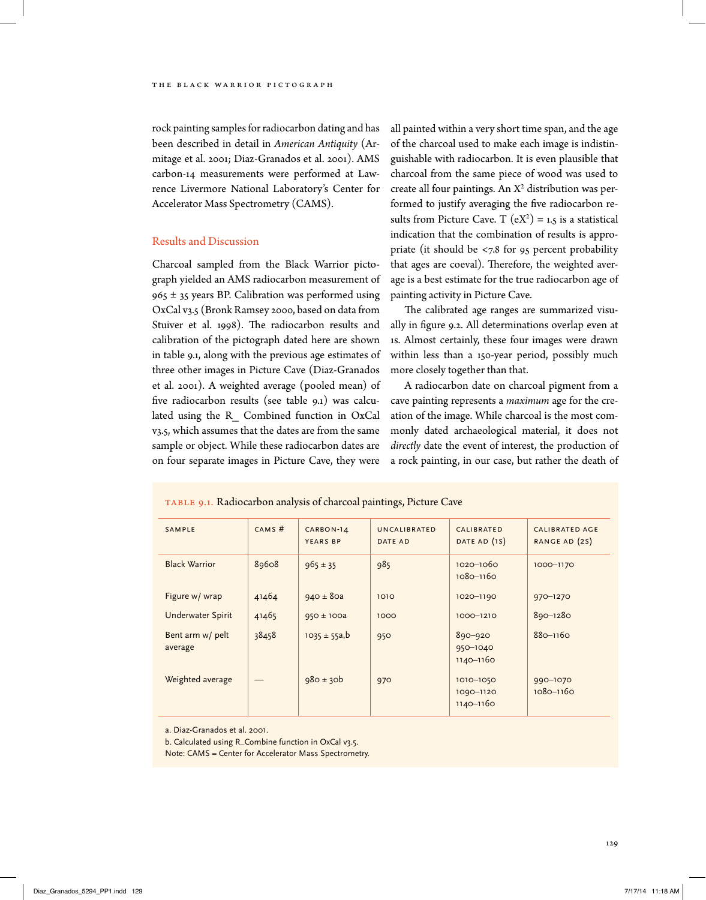rock painting samples for radiocarbon dating and has been described in detail in *American Antiquity* (Armitage et al. 2001; Diaz-Granados et al. 2001). AMS carbon-14 measurements were performed at Lawrence Livermore National Laboratory's Center for Accelerator Mass Spectrometry (CAMS).

## Results and Discussion

Charcoal sampled from the Black Warrior pictograph yielded an AMS radiocarbon measurement of 965 ± 35 years BP. Calibration was performed using OxCal v3.5 (Bronk Ramsey 2000, based on data from Stuiver et al. 1998). The radiocarbon results and calibration of the pictograph dated here are shown in table 9.1, along with the previous age estimates of three other images in Picture Cave (Diaz-Granados et al. 2001). A weighted average (pooled mean) of five radiocarbon results (see table 9.1) was calculated using the R_ Combined function in OxCal v3.5, which assumes that the dates are from the same sample or object. While these radiocarbon dates are on four separate images in Picture Cave, they were all painted within a very short time span, and the age of the charcoal used to make each image is indistinguishable with radiocarbon. It is even plausible that charcoal from the same piece of wood was used to create all four paintings. An $X^2$ distribution was performed to justify averaging the five radiocarbon results from Picture Cave. T $(eX^2) = 1.5$ is a statistical indication that the combination of results is appropriate (it should be <7.8 for 95 percent probability that ages are coeval). Therefore, the weighted average is a best estimate for the true radiocarbon age of painting activity in Picture Cave.

The calibrated age ranges are summarized visually in figure 9.2. All determinations overlap even at 1s. Almost certainly, these four images were drawn within less than a 150-year period, possibly much more closely together than that.

A radiocarbon date on charcoal pigment from a cave painting represents a *maximum* age for the creation of the image. While charcoal is the most commonly dated archaeological material, it does not *directly* date the event of interest, the production of a rock painting, in our case, but rather the death of

TABLE 9.1. Radiocarbon analysis of charcoal paintings, Picture Cave

| SAMPLE | CAMS # | CARBON-14 YEARS BP | UNCALIBRATED DATE AD | CALIBRATED DATE AD (1S) | CALIBRATED AGE RANGE AD (2S) |
|---|---|---|---|---|---|
| Black Warrior | 89608 | 965 ± 35 | 985 | 1020–1060<br>1080–1160 | 1000–1170 |
| Figure w/ wrap | 41464 | 940 ± 80a | 1010 | 1020–1190 | 970–1270 |
| Underwater Spirit | 41465 | 950 ± 100a | 1000 | 1000–1210 | 890–1280 |
| Bent arm w/ pelt average | 38458 | 1035 ± 55a,b | 950 | 890–920<br>950–1040<br>1140–1160 | 880–1160 |
| Weighted average | — | 980 ± 30b | 970 | 1010–1050<br>1090–1120<br>1140–1160 | 990–1070<br>1080–1160 |

a. Diaz-Granados et al. 2001.
b. Calculated using R_Combine function in OxCal v3.5.
Note: CAMS = Center for Accelerator Mass Spectrometry.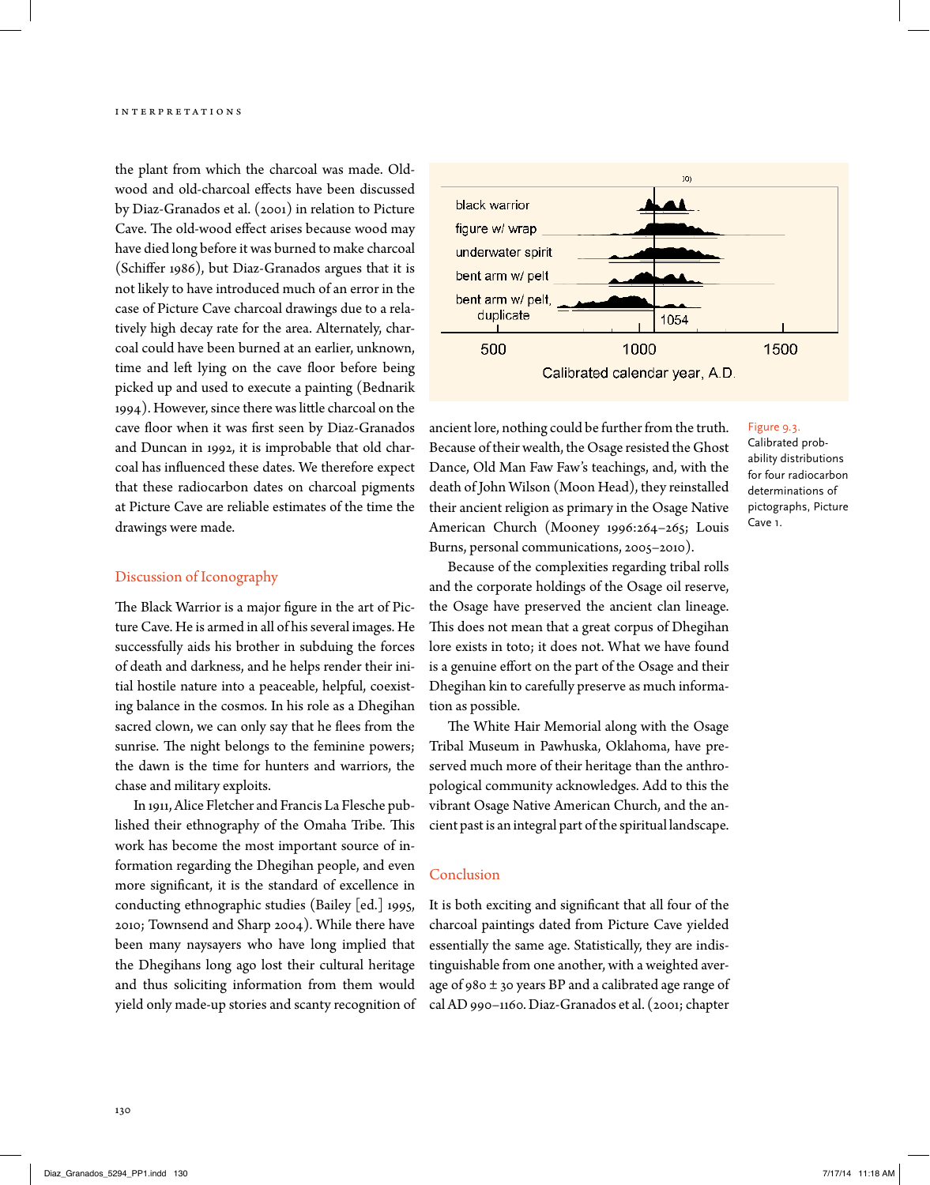the plant from which the charcoal was made. Old-wood and old-charcoal effects have been discussed by Diaz-Granados et al. (2001) in relation to Picture Cave. The old-wood effect arises because wood may have died long before it was burned to make charcoal (Schiffer 1986), but Diaz-Granados argues that it is not likely to have introduced much of an error in the case of Picture Cave charcoal drawings due to a relatively high decay rate for the area. Alternately, charcoal could have been burned at an earlier, unknown, time and left lying on the cave floor before being picked up and used to execute a painting (Bednarik 1994). However, since there was little charcoal on the cave floor when it was first seen by Diaz-Granados and Duncan in 1992, it is improbable that old charcoal has influenced these dates. We therefore expect that these radiocarbon dates on charcoal pigments at Picture Cave are reliable estimates of the time the drawings were made.

## Discussion of Iconography

The Black Warrior is a major figure in the art of Picture Cave. He is armed in all of his several images. He successfully aids his brother in subduing the forces of death and darkness, and he helps render their initial hostile nature into a peaceable, helpful, coexisting balance in the cosmos. In his role as a Dhegihan sacred clown, we can only say that he flees from the sunrise. The night belongs to the feminine powers; the dawn is the time for hunters and warriors, the chase and military exploits.

In 1911, Alice Fletcher and Francis La Flesche published their ethnography of the Omaha Tribe. This work has become the most important source of information regarding the Dhegihan people, and even more significant, it is the standard of excellence in conducting ethnographic studies (Bailey [ed.] 1995, 2010; Townsend and Sharp 2004). While there have been many naysayers who have long implied that the Dhegihans long ago lost their cultural heritage and thus soliciting information from them would yield only made-up stories and scanty recognition of ancient lore, nothing could be further from the truth. Because of their wealth, the Osage resisted the Ghost Dance, Old Man Faw Faw's teachings, and, with the death of John Wilson (Moon Head), they reinstalled their ancient religion as primary in the Osage Native American Church (Mooney 1996:264–265; Louis Burns, personal communications, 2005–2010).

Because of the complexities regarding tribal rolls and the corporate holdings of the Osage oil reserve, the Osage have preserved the ancient clan lineage. This does not mean that a great corpus of Dhegihan lore exists in toto; it does not. What we have found is a genuine effort on the part of the Osage and their Dhegihan kin to carefully preserve as much information as possible.

The White Hair Memorial along with the Osage Tribal Museum in Pawhuska, Oklahoma, have preserved much more of their heritage than the anthropological community acknowledges. Add to this the vibrant Osage Native American Church, and the ancient past is an integral part of the spiritual landscape.

Figure 9.3. Calibrated probability distributions for four radiocarbon determinations of pictographs, Picture Cave 1.

## Conclusion

It is both exciting and significant that all four of the charcoal paintings dated from Picture Cave yielded essentially the same age. Statistically, they are indistinguishable from one another, with a weighted average of 980 ± 30 years BP and a calibrated age range of cal AD 990–1160. Diaz-Granados et al. (2001; chapter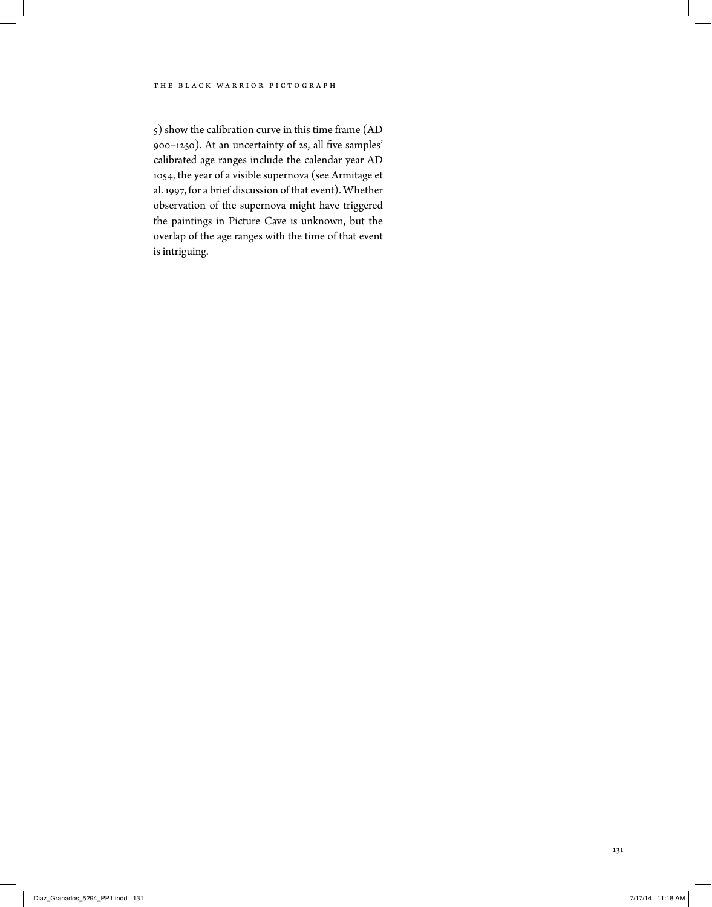5) show the calibration curve in this time frame (AD 900–1250). At an uncertainty of 2s, all five samples' calibrated age ranges include the calendar year AD 1054, the year of a visible supernova (see Armitage et al. 1997, for a brief discussion of that event). Whether observation of the supernova might have triggered the paintings in Picture Cave is unknown, but the overlap of the age ranges with the time of that event is intriguing.